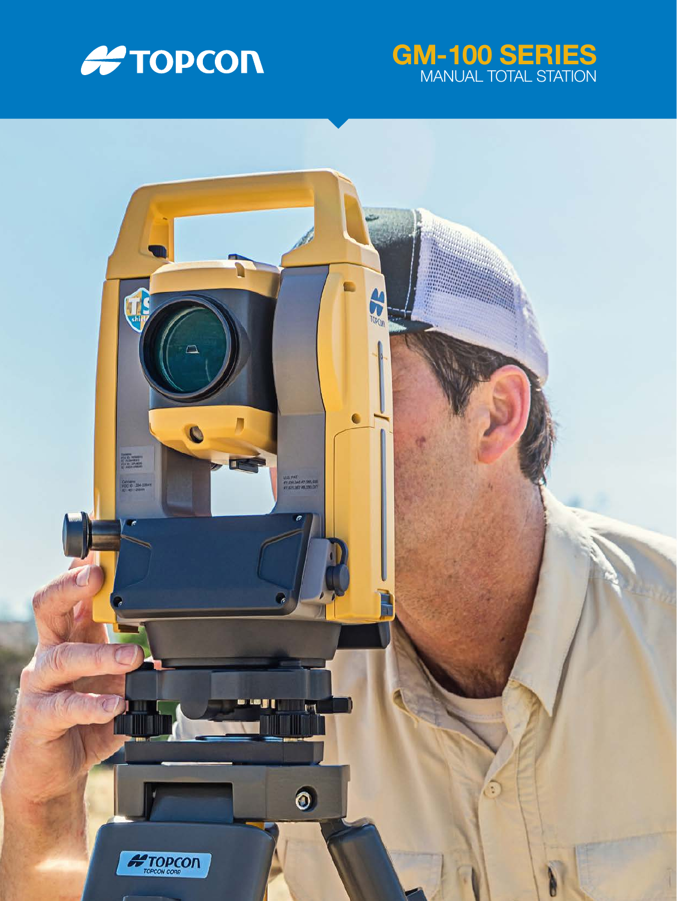TOPCON

# GM-100 SERIES

## MANUAL TOTAL STATION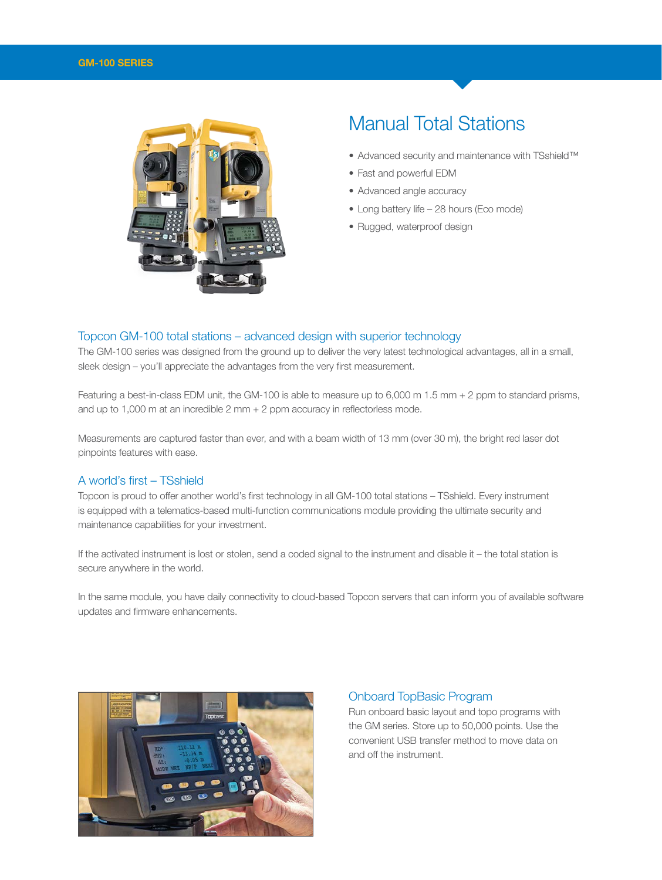# Manual Total Stations

- Advanced security and maintenance with TSshield™
- Fast and powerful EDM
- Advanced angle accuracy
- Long battery life – 28 hours (Eco mode)
- Rugged, waterproof design

## Topcon GM-100 total stations – advanced design with superior technology

The GM-100 series was designed from the ground up to deliver the very latest technological advantages, all in a small, sleek design – you'll appreciate the advantages from the very first measurement.

Featuring a best-in-class EDM unit, the GM-100 is able to measure up to 6,000 m 1.5 mm + 2 ppm to standard prisms, and up to 1,000 m at an incredible 2 mm + 2 ppm accuracy in reflectorless mode.

Measurements are captured faster than ever, and with a beam width of 13 mm (over 30 m), the bright red laser dot pinpoints features with ease.

## A world's first – TSshield

Topcon is proud to offer another world's first technology in all GM-100 total stations – TSshield. Every instrument is equipped with a telematics-based multi-function communications module providing the ultimate security and maintenance capabilities for your investment.

If the activated instrument is lost or stolen, send a coded signal to the instrument and disable it – the total station is secure anywhere in the world.

In the same module, you have daily connectivity to cloud-based Topcon servers that can inform you of available software updates and firmware enhancements.

## Onboard TopBasic Program

Run onboard basic layout and topo programs with the GM series. Store up to 50,000 points. Use the convenient USB transfer method to move data on and off the instrument.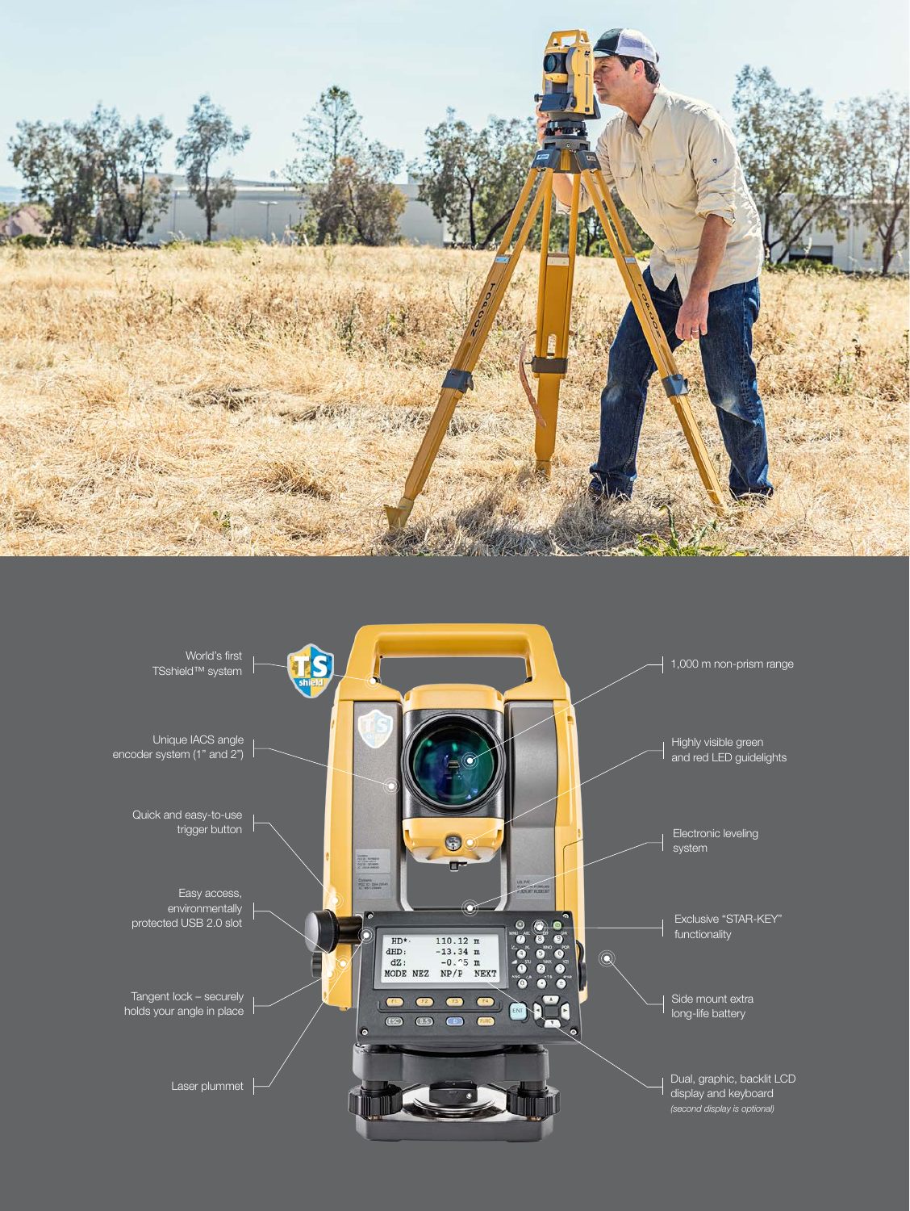World's first TSshield™ system

Unique IACS angle encoder system (1" and 2")

Quick and easy-to-use trigger button

Easy access, environmentally protected USB 2.0 slot

Tangent lock – securely holds your angle in place

Laser plummet

1,000 m non-prism range

Highly visible green and red LED guidelights

Electronic leveling system

Exclusive "STAR-KEY" functionality

Side mount extra long-life battery

Dual, graphic, backlit LCD display and keyboard *(second display is optional)*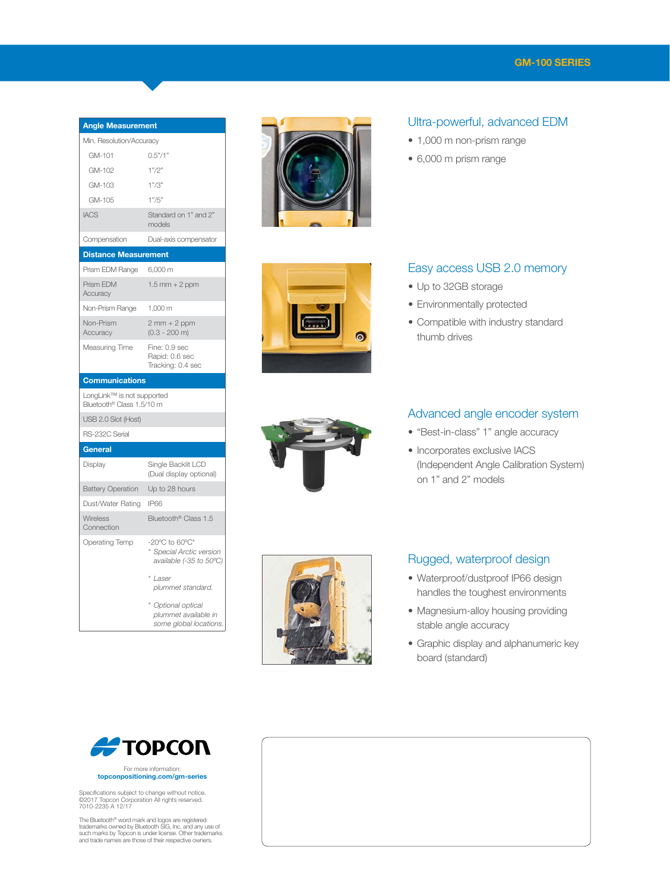| Angle Measurement | |
|---|---|
| Min. Resolution/Accuracy | |
| GM-101 | 0.5"/1" |
| GM-102 | 1"/2" |
| GM-103 | 1"/3" |
| GM-105 | 1"/5" |
| IACS | Standard on 1" and 2" models |
| Compensation | Dual-axis compensator |
| **Distance Measurement** | |
| Prism EDM Range | 6,000 m |
| Prism EDM Accuracy | 1.5 mm + 2 ppm |
| Non-Prism Range | 1,000 m |
| Non-Prism Accuracy | 2 mm + 2 ppm (0.3 - 200 m) |
| Measuring Time | Fine: 0.9 sec Rapid: 0.6 sec Tracking: 0.4 sec |
| **Communications** | |
| LongLink™ is not supported Bluetooth® Class 1.5/10 m | |
| USB 2.0 Slot (Host) | |
| RS-232C Serial | |
| **General** | |
| Display | Single Backlit LCD (Dual display optional) |
| Battery Operation | Up to 28 hours |
| Dust/Water Rating | IP66 |
| Wireless Connection | Bluetooth® Class 1.5 |
| Operating Temp | -20ºC to 60ºC* |

*\* Special Arctic version available (-35 to 50ºC)*

*\* Laser plummet standard.*

*\* Optional optical plummet available in some global locations.*

## Ultra-powerful, advanced EDM

- 1,000 m non-prism range
- 6,000 m prism range

## Easy access USB 2.0 memory

- Up to 32GB storage
- Environmentally protected
- Compatible with industry standard thumb drives

## Advanced angle encoder system

- "Best-in-class" 1" angle accuracy
- Incorporates exclusive IACS (Independent Angle Calibration System) on 1" and 2" models

## Rugged, waterproof design

- Waterproof/dustproof IP66 design handles the toughest environments
- Magnesium-alloy housing providing stable angle accuracy
- Graphic display and alphanumeric key board (standard)

TOPCON

For more information:
**topconpositioning.com/gm-series**

Specifications subject to change without notice.
©2017 Topcon Corporation All rights reserved.
7010-2235 A 12/17

The Bluetooth® word mark and logos are registered trademarks owned by Bluetooth SIG, Inc. and any use of such marks by Topcon is under license. Other trademarks and trade names are those of their respective owners.